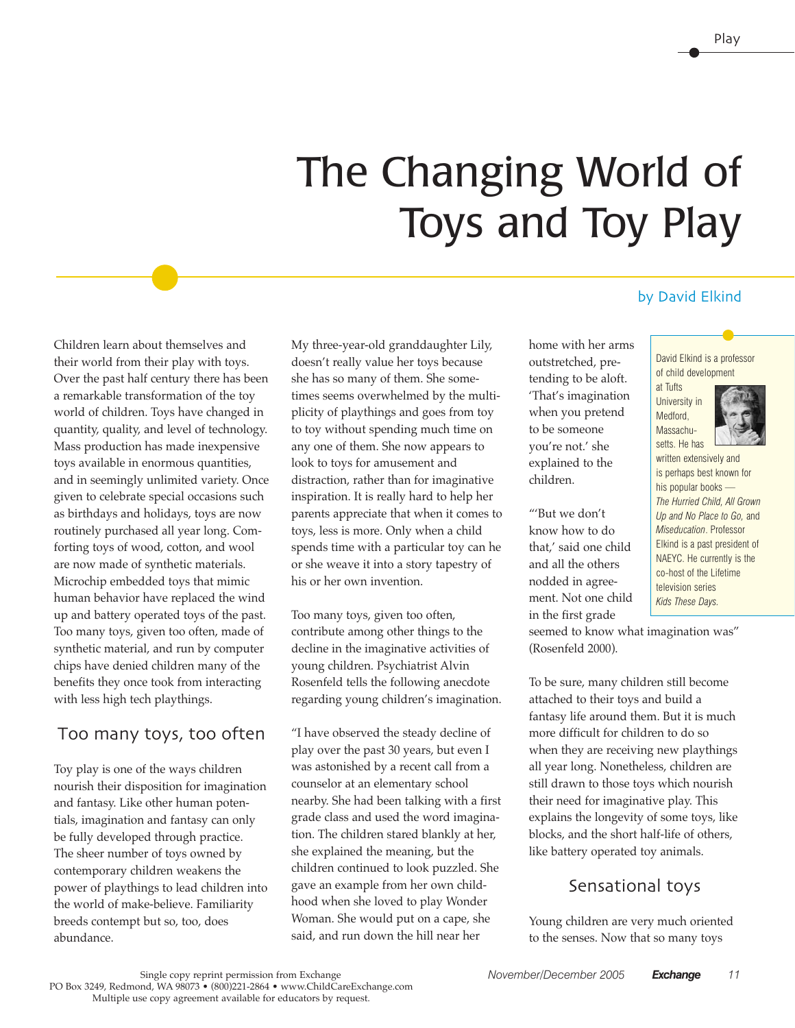# The Changing World of Toys and Toy Play

by David Elkind

> David Elkind is a professor of child development at Tufts University in Medford, Massachusetts. He has written extensively and is perhaps best known for his popular books — *The Hurried Child*, *All Grown Up and No Place to Go*, and *Miseducation*. Professor Elkind is a past president of NAEYC. He currently is the co-host of the Lifetime television series *Kids These Days*.

Children learn about themselves and their world from their play with toys. Over the past half century there has been a remarkable transformation of the toy world of children. Toys have changed in quantity, quality, and level of technology. Mass production has made inexpensive toys available in enormous quantities, and in seemingly unlimited variety. Once given to celebrate special occasions such as birthdays and holidays, toys are now routinely purchased all year long. Comforting toys of wood, cotton, and wool are now made of synthetic materials. Microchip embedded toys that mimic human behavior have replaced the wind up and battery operated toys of the past. Too many toys, given too often, made of synthetic material, and run by computer chips have denied children many of the benefits they once took from interacting with less high tech playthings.

## Too many toys, too often

Toy play is one of the ways children nourish their disposition for imagination and fantasy. Like other human potentials, imagination and fantasy can only be fully developed through practice. The sheer number of toys owned by contemporary children weakens the power of playthings to lead children into the world of make-believe. Familiarity breeds contempt but so, too, does abundance.

My three-year-old granddaughter Lily, doesn't really value her toys because she has so many of them. She sometimes seems overwhelmed by the multiplicity of playthings and goes from toy to toy without spending much time on any one of them. She now appears to look to toys for amusement and distraction, rather than for imaginative inspiration. It is really hard to help her parents appreciate that when it comes to toys, less is more. Only when a child spends time with a particular toy can he or she weave it into a story tapestry of his or her own invention.

Too many toys, given too often, contribute among other things to the decline in the imaginative activities of young children. Psychiatrist Alvin Rosenfeld tells the following anecdote regarding young children's imagination.

"I have observed the steady decline of play over the past 30 years, but even I was astonished by a recent call from a counselor at an elementary school nearby. She had been talking with a first grade class and used the word imagination. The children stared blankly at her, she explained the meaning, but the children continued to look puzzled. She gave an example from her own childhood when she loved to play Wonder Woman. She would put on a cape, she said, and run down the hill near her home with her arms outstretched, pretending to be aloft. 'That's imagination when you pretend to be someone you're not.' she explained to the children.

"'But we don't know how to do that,' said one child and all the others nodded in agreement. Not one child in the first grade seemed to know what imagination was" (Rosenfeld 2000).

To be sure, many children still become attached to their toys and build a fantasy life around them. But it is much more difficult for children to do so when they are receiving new playthings all year long. Nonetheless, children are still drawn to those toys which nourish their need for imaginative play. This explains the longevity of some toys, like blocks, and the short half-life of others, like battery operated toy animals.

## Sensational toys

Young children are very much oriented to the senses. Now that so many toys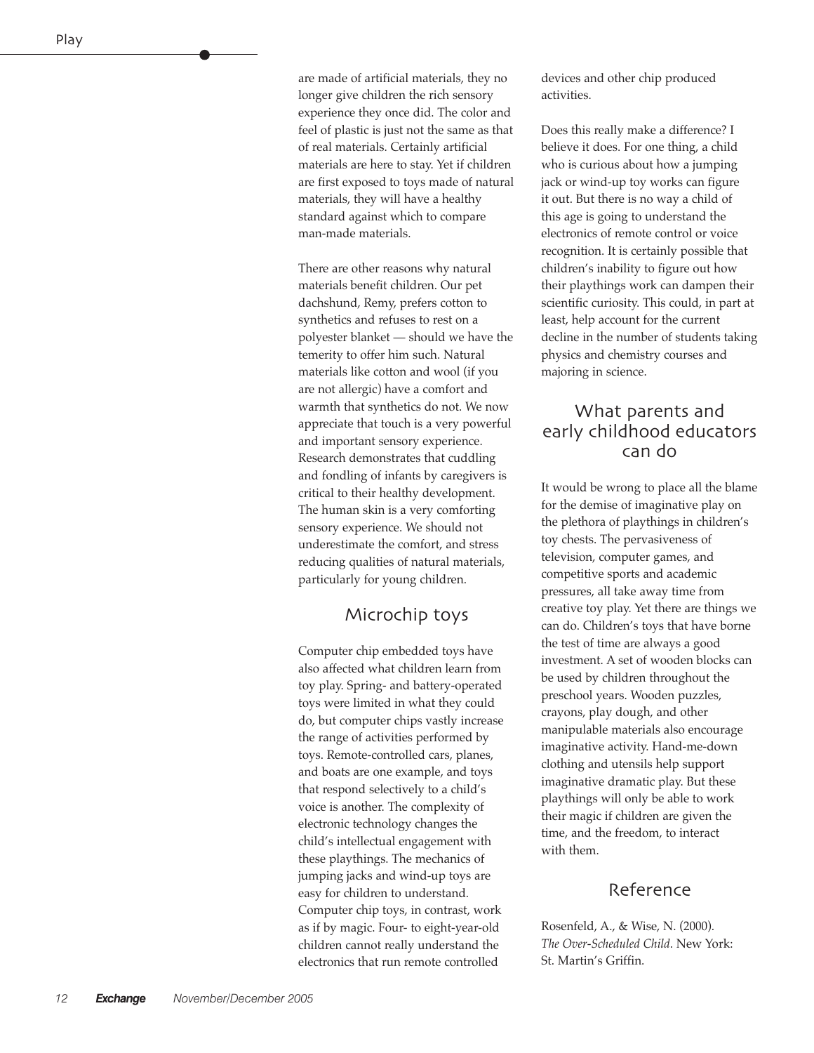are made of artificial materials, they no longer give children the rich sensory experience they once did. The color and feel of plastic is just not the same as that of real materials. Certainly artificial materials are here to stay. Yet if children are first exposed to toys made of natural materials, they will have a healthy standard against which to compare man-made materials.

There are other reasons why natural materials benefit children. Our pet dachshund, Remy, prefers cotton to synthetics and refuses to rest on a polyester blanket — should we have the temerity to offer him such. Natural materials like cotton and wool (if you are not allergic) have a comfort and warmth that synthetics do not. We now appreciate that touch is a very powerful and important sensory experience. Research demonstrates that cuddling and fondling of infants by caregivers is critical to their healthy development. The human skin is a very comforting sensory experience. We should not underestimate the comfort, and stress reducing qualities of natural materials, particularly for young children.

## Microchip toys

Computer chip embedded toys have also affected what children learn from toy play. Spring- and battery-operated toys were limited in what they could do, but computer chips vastly increase the range of activities performed by toys. Remote-controlled cars, planes, and boats are one example, and toys that respond selectively to a child's voice is another. The complexity of electronic technology changes the child's intellectual engagement with these playthings. The mechanics of jumping jacks and wind-up toys are easy for children to understand. Computer chip toys, in contrast, work as if by magic. Four- to eight-year-old children cannot really understand the electronics that run remote controlled devices and other chip produced activities.

Does this really make a difference? I believe it does. For one thing, a child who is curious about how a jumping jack or wind-up toy works can figure it out. But there is no way a child of this age is going to understand the electronics of remote control or voice recognition. It is certainly possible that children's inability to figure out how their playthings work can dampen their scientific curiosity. This could, in part at least, help account for the current decline in the number of students taking physics and chemistry courses and majoring in science.

## What parents and early childhood educators can do

It would be wrong to place all the blame for the demise of imaginative play on the plethora of playthings in children's toy chests. The pervasiveness of television, computer games, and competitive sports and academic pressures, all take away time from creative toy play. Yet there are things we can do. Children's toys that have borne the test of time are always a good investment. A set of wooden blocks can be used by children throughout the preschool years. Wooden puzzles, crayons, play dough, and other manipulable materials also encourage imaginative activity. Hand-me-down clothing and utensils help support imaginative dramatic play. But these playthings will only be able to work their magic if children are given the time, and the freedom, to interact with them.

## Reference

Rosenfeld, A., & Wise, N. (2000). *The Over-Scheduled Child*. New York: St. Martin's Griffin.